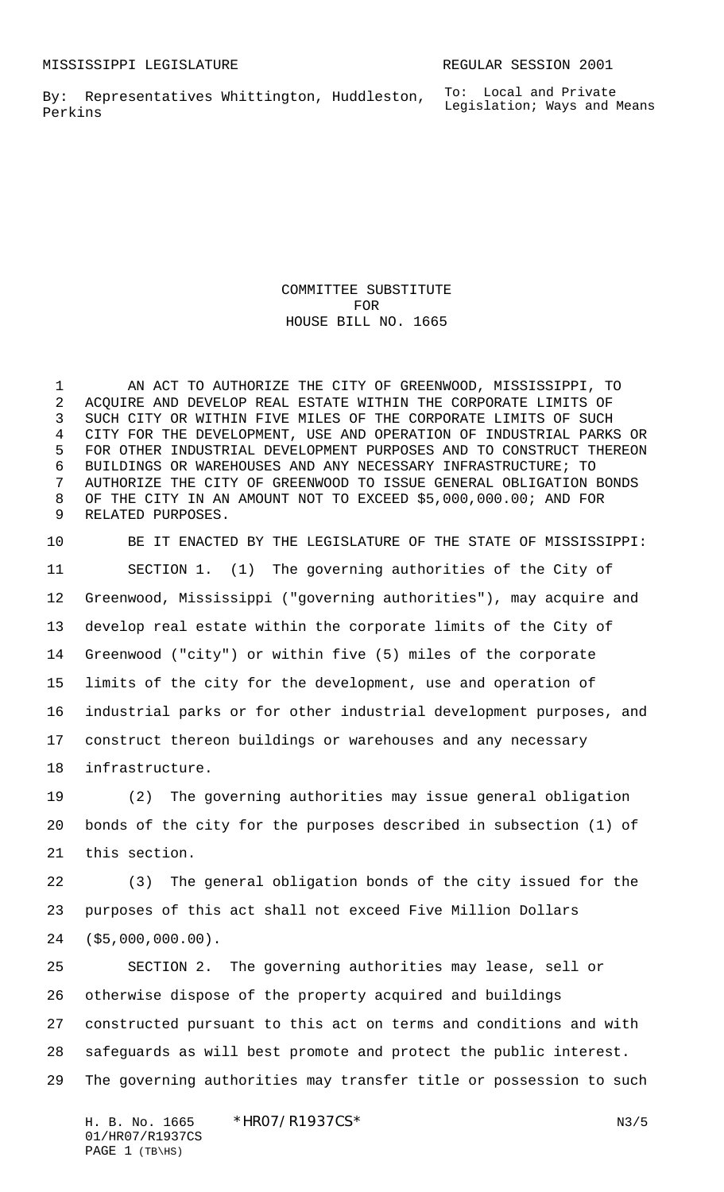MISSISSIPPI LEGISLATURE REGULAR SESSION 2001

By: Representatives Whittington, Huddleston, Perkins

To: Local and Private Legislation; Ways and Means

# COMMITTEE SUBSTITUTE FOR HOUSE BILL NO. 1665

AN ACT TO AUTHORIZE THE CITY OF GREENWOOD, MISSISSIPPI, TO ACQUIRE AND DEVELOP REAL ESTATE WITHIN THE CORPORATE LIMITS OF SUCH CITY OR WITHIN FIVE MILES OF THE CORPORATE LIMITS OF SUCH CITY FOR THE DEVELOPMENT, USE AND OPERATION OF INDUSTRIAL PARKS OR FOR OTHER INDUSTRIAL DEVELOPMENT PURPOSES AND TO CONSTRUCT THEREON BUILDINGS OR WAREHOUSES AND ANY NECESSARY INFRASTRUCTURE; TO AUTHORIZE THE CITY OF GREENWOOD TO ISSUE GENERAL OBLIGATION BONDS OF THE CITY IN AN AMOUNT NOT TO EXCEED $5,000,000.00; AND FOR RELATED PURPOSES.

BE IT ENACTED BY THE LEGISLATURE OF THE STATE OF MISSISSIPPI:

SECTION 1. (1) The governing authorities of the City of Greenwood, Mississippi ("governing authorities"), may acquire and develop real estate within the corporate limits of the City of Greenwood ("city") or within five (5) miles of the corporate limits of the city for the development, use and operation of industrial parks or for other industrial development purposes, and construct thereon buildings or warehouses and any necessary infrastructure.

(2) The governing authorities may issue general obligation bonds of the city for the purposes described in subsection (1) of this section.

(3) The general obligation bonds of the city issued for the purposes of this act shall not exceed Five Million Dollars ($5,000,000.00).

SECTION 2. The governing authorities may lease, sell or otherwise dispose of the property acquired and buildings constructed pursuant to this act on terms and conditions and with safeguards as will best promote and protect the public interest. The governing authorities may transfer title or possession to such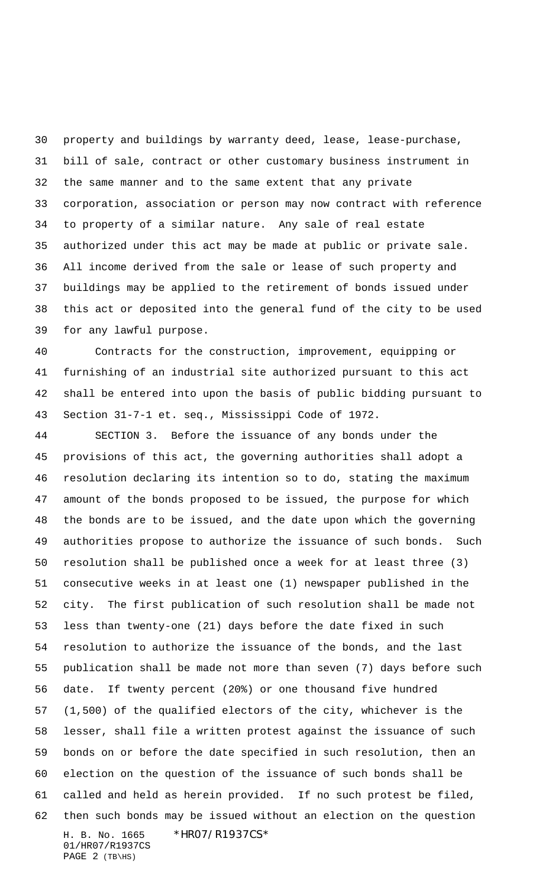property and buildings by warranty deed, lease, lease-purchase, bill of sale, contract or other customary business instrument in the same manner and to the same extent that any private corporation, association or person may now contract with reference to property of a similar nature. Any sale of real estate authorized under this act may be made at public or private sale. All income derived from the sale or lease of such property and buildings may be applied to the retirement of bonds issued under this act or deposited into the general fund of the city to be used for any lawful purpose.

Contracts for the construction, improvement, equipping or furnishing of an industrial site authorized pursuant to this act shall be entered into upon the basis of public bidding pursuant to Section 31-7-1 et. seq., Mississippi Code of 1972.

SECTION 3. Before the issuance of any bonds under the provisions of this act, the governing authorities shall adopt a resolution declaring its intention so to do, stating the maximum amount of the bonds proposed to be issued, the purpose for which the bonds are to be issued, and the date upon which the governing authorities propose to authorize the issuance of such bonds. Such resolution shall be published once a week for at least three (3) consecutive weeks in at least one (1) newspaper published in the city. The first publication of such resolution shall be made not less than twenty-one (21) days before the date fixed in such resolution to authorize the issuance of the bonds, and the last publication shall be made not more than seven (7) days before such date. If twenty percent (20%) or one thousand five hundred (1,500) of the qualified electors of the city, whichever is the lesser, shall file a written protest against the issuance of such bonds on or before the date specified in such resolution, then an election on the question of the issuance of such bonds shall be called and held as herein provided. If no such protest be filed, then such bonds may be issued without an election on the question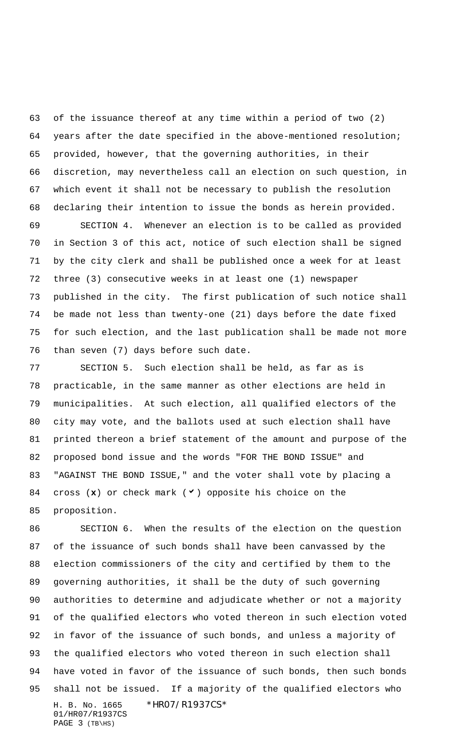of the issuance thereof at any time within a period of two (2) years after the date specified in the above-mentioned resolution; provided, however, that the governing authorities, in their discretion, may nevertheless call an election on such question, in which event it shall not be necessary to publish the resolution declaring their intention to issue the bonds as herein provided.

SECTION 4. Whenever an election is to be called as provided in Section 3 of this act, notice of such election shall be signed by the city clerk and shall be published once a week for at least three (3) consecutive weeks in at least one (1) newspaper published in the city. The first publication of such notice shall be made not less than twenty-one (21) days before the date fixed for such election, and the last publication shall be made not more than seven (7) days before such date.

SECTION 5. Such election shall be held, as far as is practicable, in the same manner as other elections are held in municipalities. At such election, all qualified electors of the city may vote, and the ballots used at such election shall have printed thereon a brief statement of the amount and purpose of the proposed bond issue and the words "FOR THE BOND ISSUE" and "AGAINST THE BOND ISSUE," and the voter shall vote by placing a cross (**x**) or check mark (✔) opposite his choice on the proposition.

SECTION 6. When the results of the election on the question of the issuance of such bonds shall have been canvassed by the election commissioners of the city and certified by them to the governing authorities, it shall be the duty of such governing authorities to determine and adjudicate whether or not a majority of the qualified electors who voted thereon in such election voted in favor of the issuance of such bonds, and unless a majority of the qualified electors who voted thereon in such election shall have voted in favor of the issuance of such bonds, then such bonds shall not be issued. If a majority of the qualified electors who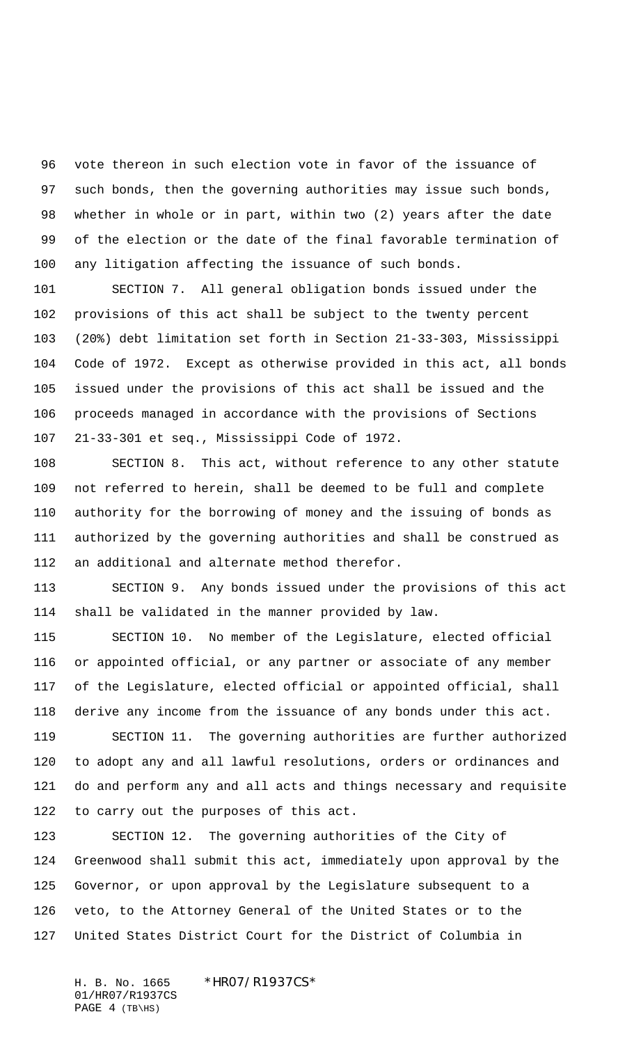vote thereon in such election vote in favor of the issuance of such bonds, then the governing authorities may issue such bonds, whether in whole or in part, within two (2) years after the date of the election or the date of the final favorable termination of any litigation affecting the issuance of such bonds.

SECTION 7. All general obligation bonds issued under the provisions of this act shall be subject to the twenty percent (20%) debt limitation set forth in Section 21-33-303, Mississippi Code of 1972. Except as otherwise provided in this act, all bonds issued under the provisions of this act shall be issued and the proceeds managed in accordance with the provisions of Sections 21-33-301 et seq., Mississippi Code of 1972.

SECTION 8. This act, without reference to any other statute not referred to herein, shall be deemed to be full and complete authority for the borrowing of money and the issuing of bonds as authorized by the governing authorities and shall be construed as an additional and alternate method therefor.

SECTION 9. Any bonds issued under the provisions of this act shall be validated in the manner provided by law.

SECTION 10. No member of the Legislature, elected official or appointed official, or any partner or associate of any member of the Legislature, elected official or appointed official, shall derive any income from the issuance of any bonds under this act.

SECTION 11. The governing authorities are further authorized to adopt any and all lawful resolutions, orders or ordinances and do and perform any and all acts and things necessary and requisite to carry out the purposes of this act.

SECTION 12. The governing authorities of the City of Greenwood shall submit this act, immediately upon approval by the Governor, or upon approval by the Legislature subsequent to a veto, to the Attorney General of the United States or to the United States District Court for the District of Columbia in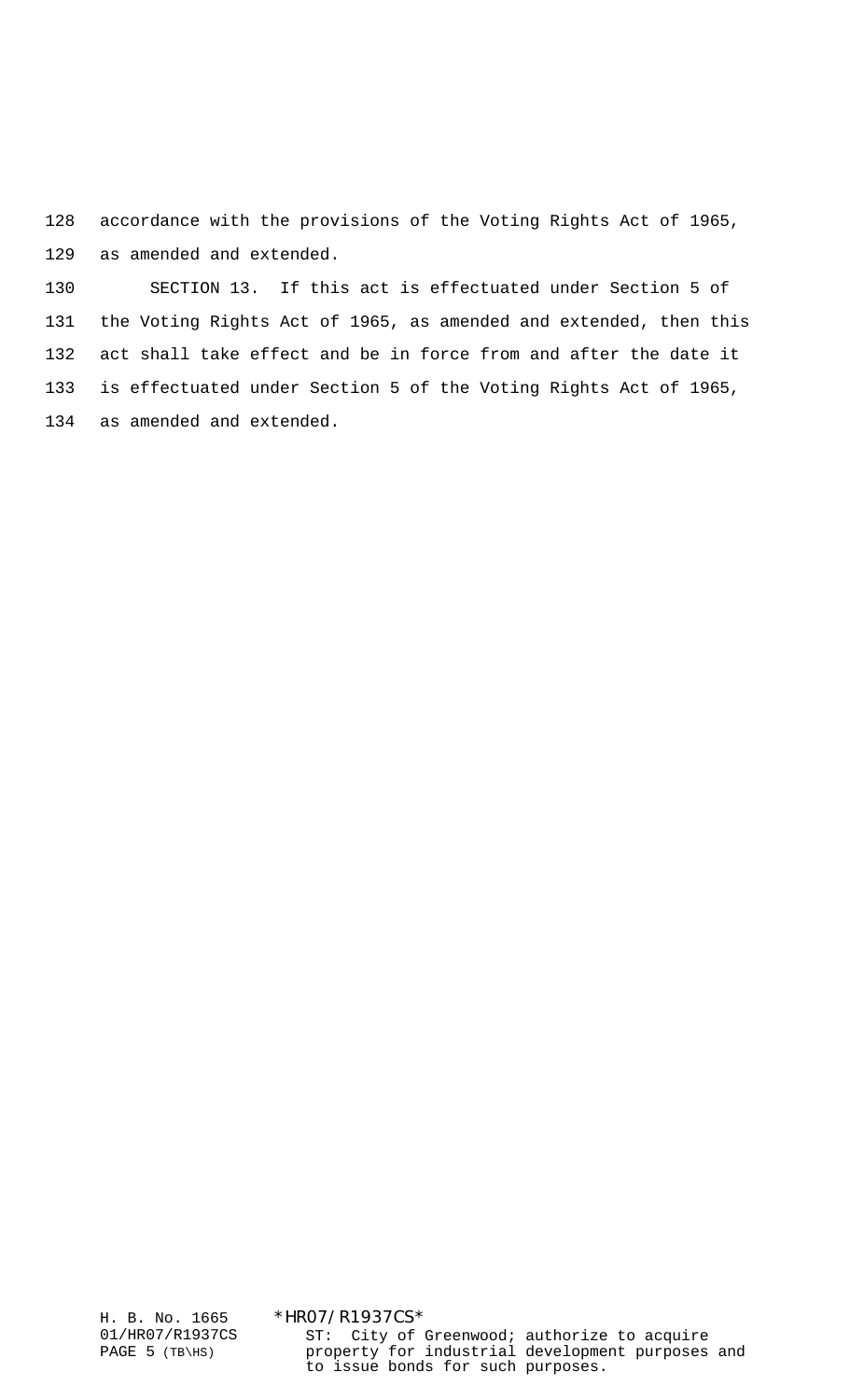accordance with the provisions of the Voting Rights Act of 1965, as amended and extended.

SECTION 13. If this act is effectuated under Section 5 of the Voting Rights Act of 1965, as amended and extended, then this act shall take effect and be in force from and after the date it is effectuated under Section 5 of the Voting Rights Act of 1965, as amended and extended.